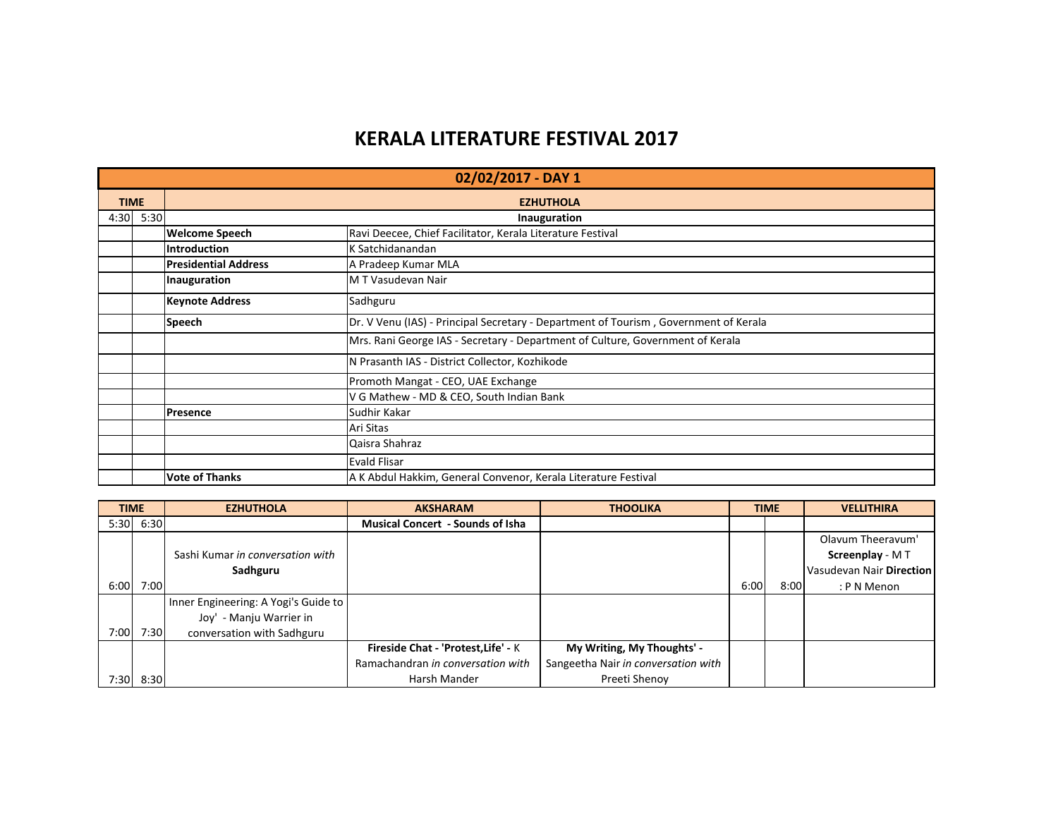# KERALA LITERATURE FESTIVAL 2017

## 02/02/2017 - DAY 1

| TIME | | EZHUTHOLA | |
|---|---|---|---|
| 4:30 | 5:30 | **Inauguration** | |
| | | **Welcome Speech** | Ravi Deecee, Chief Facilitator, Kerala Literature Festival |
| | | **Introduction** | K Satchidanandan |
| | | **Presidential Address** | A Pradeep Kumar MLA |
| | | **Inauguration** | M T Vasudevan Nair |
| | | **Keynote Address** | Sadhguru |
| | | **Speech** | Dr. V Venu (IAS) - Principal Secretary - Department of Tourism , Government of Kerala |
| | | | Mrs. Rani George IAS - Secretary - Department of Culture, Government of Kerala |
| | | | N Prasanth IAS - District Collector, Kozhikode |
| | | | Promoth Mangat - CEO, UAE Exchange |
| | | | V G Mathew - MD & CEO, South Indian Bank |
| | | **Presence** | Sudhir Kakar |
| | | | Ari Sitas |
| | | | Qaisra Shahraz |
| | | | Evald Flisar |
| | | **Vote of Thanks** | A K Abdul Hakkim, General Convenor, Kerala Literature Festival |

| TIME | | EZHUTHOLA | AKSHARAM | THOOLIKA | TIME | | VELLITHIRA |
|---|---|---|---|---|---|---|---|
| 5:30 | 6:30 | | **Musical Concert - Sounds of Isha** | | | | |
| 6:00 | 7:00 | Sashi Kumar *in conversation with* **Sadhguru** | | | 6:00 | 8:00 | Olavum Theeravum' **Screenplay** - M T Vasudevan Nair **Direction** : P N Menon |
| 7:00 | 7:30 | Inner Engineering: A Yogi's Guide to Joy' - Manju Warrier in conversation with Sadhguru | | | | | |
| 7:30 | 8:30 | | **Fireside Chat - 'Protest,Life' -** K Ramachandran *in conversation with* Harsh Mander | **My Writing, My Thoughts' -** Sangeetha Nair *in conversation with* Preeti Shenoy | | | |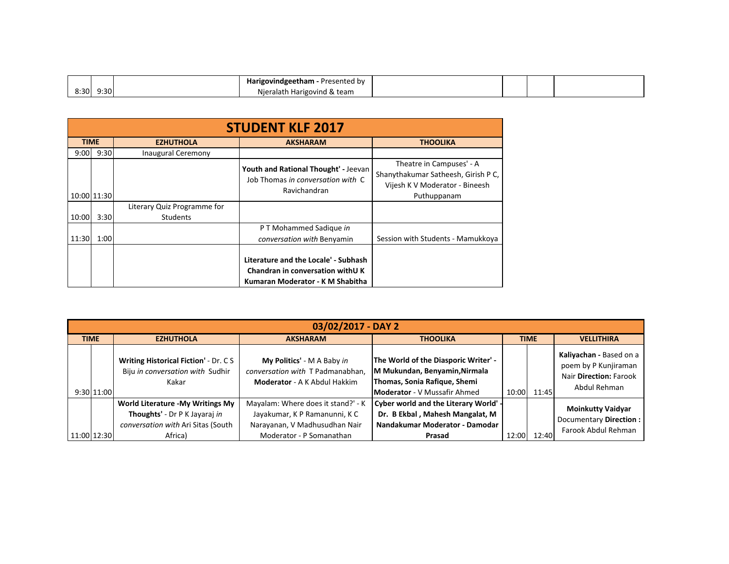| | | | | | | | |
|---|---|---|---|---|---|---|---|
| 8:30 | 9:30 | | **Harigovindgeetham -** Presented by Njeralath Harigovind & team | | | | |

## STUDENT KLF 2017

| TIME | | EZHUTHOLA | AKSHARAM | THOOLIKA |
|---|---|---|---|---|
| 9:00 | 9:30 | Inaugural Ceremony | | |
| 10:00 | 11:30 | | **Youth and Rational Thought' -** Jeevan Job Thomas *in conversation with* C Ravichandran | Theatre in Campuses' - A Shanythakumar Satheesh, Girish P C, Vijesh K V Moderator - Bineesh Puthuppanam |
| 10:00 | 3:30 | Literary Quiz Programme for Students | | |
| 11:30 | 1:00 | | P T Mohammed Sadique *in conversation with* Benyamin | Session with Students - Mamukkoya |
| | | | **Literature and the Locale' - Subhash Chandran in conversation withU K Kumaran Moderator - K M Shabitha** | |

## 03/02/2017 - DAY 2

| TIME | | EZHUTHOLA | AKSHARAM | THOOLIKA | TIME | | VELLITHIRA |
|---|---|---|---|---|---|---|---|
| 9:30 | 11:00 | **Writing Historical Fiction'** - Dr. C S Biju *in conversation with* Sudhir Kakar | **My Politics'** - M A Baby *in conversation with* T Padmanabhan, **Moderator** - A K Abdul Hakkim | **The World of the Diasporic Writer' - M Mukundan, Benyamin,Nirmala Thomas, Sonia Rafique, Shemi Moderator** - V Mussafir Ahmed | 10:00 | 11:45 | **Kaliyachan -** Based on a poem by P Kunjiraman Nair **Direction:** Farook Abdul Rehman |
| 11:00 | 12:30 | **World Literature -My Writings My Thoughts'** - Dr P K Jayaraj *in conversation with* Ari Sitas (South Africa) | Mayalam: Where does it stand?' - K Jayakumar, K P Ramanunni, K C Narayanan, V Madhusudhan Nair Moderator - P Somanathan | **Cyber world and the Literary World' - Dr. B Ekbal , Mahesh Mangalat, M Nandakumar Moderator - Damodar Prasad** | 12:00 | 12:40 | **Moinkutty Vaidyar** Documentary **Direction :** Farook Abdul Rehman |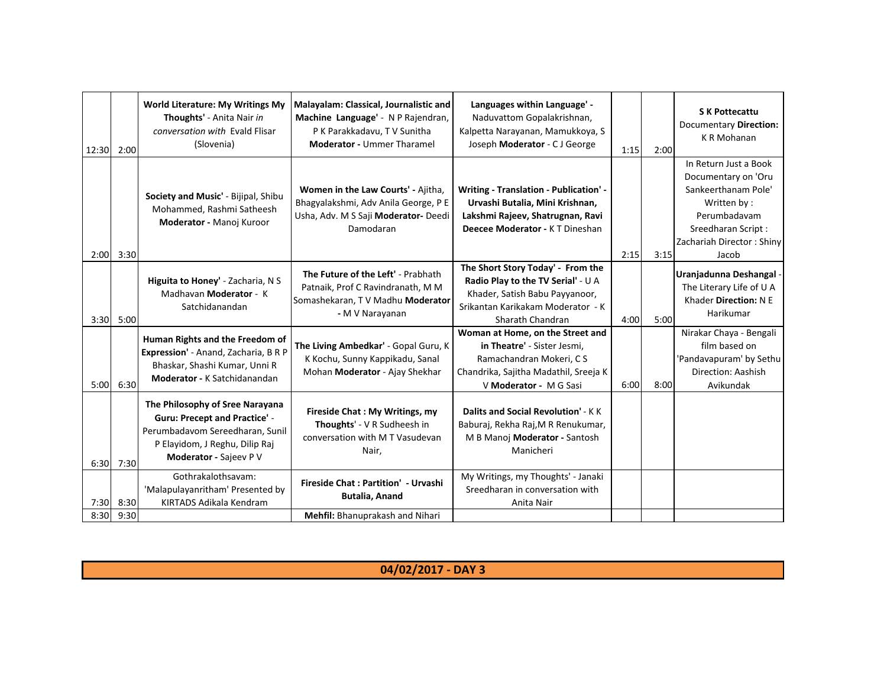| | | | | | | | |
|---|---|---|---|---|---|---|---|
| 12:30 | 2:00 | **World Literature: My Writings My Thoughts'** - Anita Nair *in conversation with* Evald Flisar (Slovenia) | **Malayalam: Classical, Journalistic and Machine Language'** - N P Rajendran, P K Parakkadavu, T V Sunitha **Moderator -** Ummer Tharamel | **Languages within Language'** - Naduvattom Gopalakrishnan, Kalpetta Narayanan, Mamukkoya, S Joseph **Moderator** - C J George | 1:15 | 2:00 | **S K Pottecattu** Documentary **Direction:** K R Mohanan |
| 2:00 | 3:30 | **Society and Music'** - Bijipal, Shibu Mohammed, Rashmi Satheesh **Moderator -** Manoj Kuroor | **Women in the Law Courts' -** Ajitha, Bhagyalakshmi, Adv Anila George, P E Usha, Adv. M S Saji **Moderator-** Deedi Damodaran | **Writing - Translation - Publication' - Urvashi Butalia, Mini Krishnan, Lakshmi Rajeev, Shatrugnan, Ravi Deecee Moderator -** K T Dineshan | 2:15 | 3:15 | In Return Just a Book Documentary on 'Oru Sankeerthanam Pole' Written by : Perumbadavam Sreedharan Script : Zachariah Director : Shiny Jacob |
| 3:30 | 5:00 | **Higuita to Honey'** - Zacharia, N S Madhavan **Moderator** - K Satchidanandan | **The Future of the Left'** - Prabhath Patnaik, Prof C Ravindranath, M M Somashekaran, T V Madhu **Moderator -** M V Narayanan | **The Short Story Today' - From the Radio Play to the TV Serial'** - U A Khader, Satish Babu Payyanoor, Srikantan Karikakam Moderator - K Sharath Chandran | 4:00 | 5:00 | **Uranjadunna Deshangal** - The Literary Life of U A Khader **Direction:** N E Harikumar |
| 5:00 | 6:30 | **Human Rights and the Freedom of Expression'** - Anand, Zacharia, B R P Bhaskar, Shashi Kumar, Unni R **Moderator -** K Satchidanandan | **The Living Ambedkar'** - Gopal Guru, K K Kochu, Sunny Kappikadu, Sanal Mohan **Moderator** - Ajay Shekhar | **Woman at Home, on the Street and in Theatre'** - Sister Jesmi, Ramachandran Mokeri, C S Chandrika, Sajitha Madathil, Sreeja K V **Moderator -** M G Sasi | 6:00 | 8:00 | Nirakar Chaya - Bengali film based on 'Pandavapuram' by Sethu Direction: Aashish Avikundak |
| 6:30 | 7:30 | **The Philosophy of Sree Narayana Guru: Precept and Practice'** - Perumbadavom Sereedharan, Sunil P Elayidom, J Reghu, Dilip Raj **Moderator -** Sajeev P V | **Fireside Chat : My Writings, my Thoughts'** - V R Sudheesh in conversation with M T Vasudevan Nair, | **Dalits and Social Revolution'** - K K Baburaj, Rekha Raj,M R Renukumar, M B Manoj **Moderator -** Santosh Manicheri | | | |
| 7:30 | 8:30 | Gothrakalothsavam: 'Malapulayanritham' Presented by KIRTADS Adikala Kendram | **Fireside Chat : Partition' - Urvashi Butalia, Anand** | My Writings, my Thoughts' - Janaki Sreedharan in conversation with Anita Nair | | | |
| 8:30 | 9:30 | | **Mehfil:** Bhanuprakash and Nihari | | | | |

## 04/02/2017 - DAY 3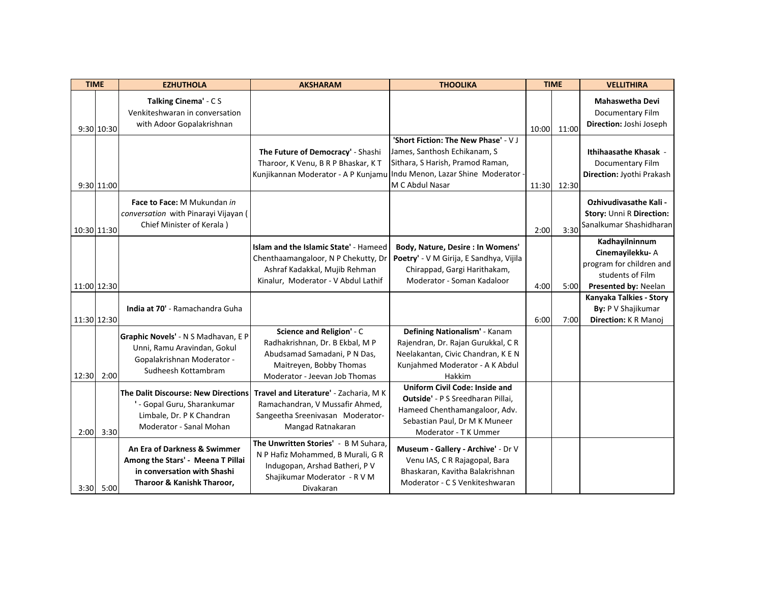| TIME | | EZHUTHOLA | AKSHARAM | THOOLIKA | TIME | | VELLITHIRA |
|---|---|---|---|---|---|---|---|
| 9:30 | 10:30 | **Talking Cinema'** - C S Venkiteshwaran in conversation with Adoor Gopalakrishnan | | | 10:00 | 11:00 | **Mahaswetha Devi** Documentary Film **Direction:** Joshi Joseph |
| 9:30 | 11:00 | | **The Future of Democracy'** - Shashi Tharoor, K Venu, B R P Bhaskar, K T Kunjikannan Moderator - A P Kunjamu | **'Short Fiction: The New Phase'** - V J James, Santhosh Echikanam, S Sithara, S Harish, Pramod Raman, Indu Menon, Lazar Shine Moderator - M C Abdul Nasar | 11:30 | 12:30 | **Ithihaasathe Khasak** - Documentary Film **Direction:** Jyothi Prakash |
| 10:30 | 11:30 | **Face to Face:** M Mukundan *in conversation* with Pinarayi Vijayan ( Chief Minister of Kerala ) | | | 2:00 | 3:30 | **Ozhivudivasathe Kali - Story:** Unni R **Direction:** Sanalkumar Shashidharan |
| 11:00 | 12:30 | | **Islam and the Islamic State'** - Hameed Chenthaamangaloor, N P Chekutty, Dr Ashraf Kadakkal, Mujib Rehman Kinalur, Moderator - V Abdul Lathif | **Body, Nature, Desire : In Womens' Poetry'** - V M Girija, E Sandhya, Vijila Chirappad, Gargi Harithakam, Moderator - Soman Kadaloor | 4:00 | 5:00 | **Kadhayilninnum Cinemayilekku-** A program for children and students of Film **Presented by:** Neelan |
| 11:30 | 12:30 | **India at 70'** - Ramachandra Guha | | | 6:00 | 7:00 | **Kanyaka Talkies - Story By:** P V Shajikumar **Direction:** K R Manoj |
| 12:30 | 2:00 | **Graphic Novels'** - N S Madhavan, E P Unni, Ramu Aravindan, Gokul Gopalakrishnan Moderator - Sudheesh Kottambram | **Science and Religion'** - C Radhakrishnan, Dr. B Ekbal, M P Abudsamad Samadani, P N Das, Maitreyen, Bobby Thomas Moderator - Jeevan Job Thomas | **Defining Nationalism'** - Kanam Rajendran, Dr. Rajan Gurukkal, C R Neelakantan, Civic Chandran, K E N Kunjahmed Moderator - A K Abdul Hakkim | | | |
| 2:00 | 3:30 | **The Dalit Discourse: New Directions '** - Gopal Guru, Sharankumar Limbale, Dr. P K Chandran Moderator - Sanal Mohan | **Travel and Literature'** - Zacharia, M K Ramachandran, V Mussafir Ahmed, Sangeetha Sreenivasan Moderator- Mangad Ratnakaran | **Uniform Civil Code: Inside and Outside'** - P S Sreedharan Pillai, Hameed Chenthamangaloor, Adv. Sebastian Paul, Dr M K Muneer Moderator - T K Ummer | | | |
| 3:30 | 5:00 | **An Era of Darkness & Swimmer Among the Stars' - Meena T Pillai in conversation with Shashi Tharoor & Kanishk Tharoor,** | **The Unwritten Stories'** - B M Suhara, N P Hafiz Mohammed, B Murali, G R Indugopan, Arshad Batheri, P V Shajikumar Moderator - R V M Divakaran | **Museum - Gallery - Archive'** - Dr V Venu IAS, C R Rajagopal, Bara Bhaskaran, Kavitha Balakrishnan Moderator - C S Venkiteshwaran | | | |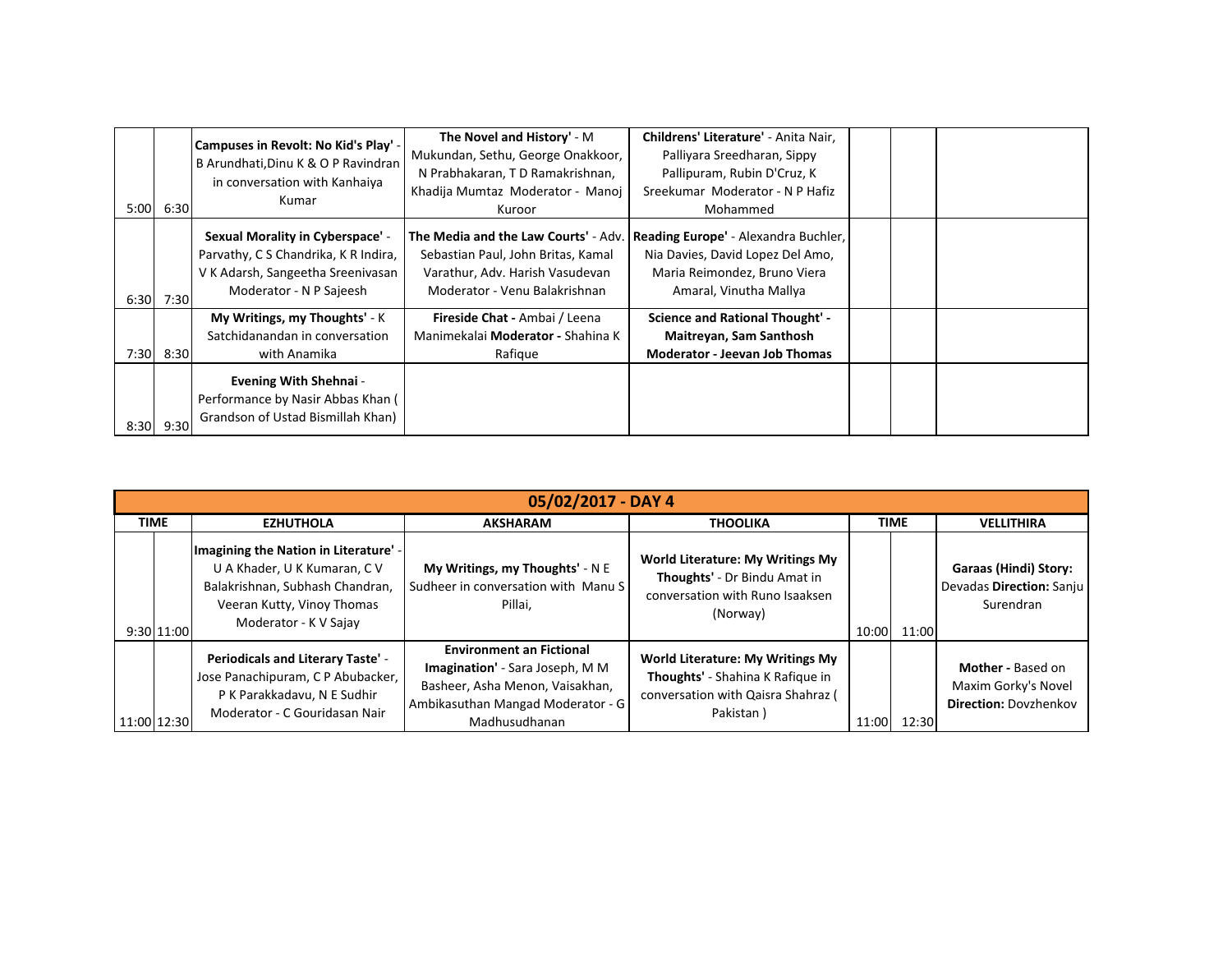| | | | | | | | |
|---|---|---|---|---|---|---|---|
| 5:00 | 6:30 | **Campuses in Revolt: No Kid's Play'** - B Arundhati,Dinu K & O P Ravindran in conversation with Kanhaiya Kumar | **The Novel and History'** - M Mukundan, Sethu, George Onakkoor, N Prabhakaran, T D Ramakrishnan, Khadija Mumtaz Moderator - Manoj Kuroor | **Childrens' Literature'** - Anita Nair, Palliyara Sreedharan, Sippy Pallipuram, Rubin D'Cruz, K Sreekumar Moderator - N P Hafiz Mohammed | | | |
| 6:30 | 7:30 | **Sexual Morality in Cyberspace'** - Parvathy, C S Chandrika, K R Indira, V K Adarsh, Sangeetha Sreenivasan Moderator - N P Sajeesh | **The Media and the Law Courts'** - Adv. Sebastian Paul, John Britas, Kamal Varathur, Adv. Harish Vasudevan Moderator - Venu Balakrishnan | **Reading Europe'** - Alexandra Buchler, Nia Davies, David Lopez Del Amo, Maria Reimondez, Bruno Viera Amaral, Vinutha Mallya | | | |
| 7:30 | 8:30 | **My Writings, my Thoughts'** - K Satchidanandan in conversation with Anamika | **Fireside Chat -** Ambai / Leena Manimekalai **Moderator -** Shahina K Rafique | **Science and Rational Thought' - Maitreyan, Sam Santhosh Moderator - Jeevan Job Thomas** | | | |
| 8:30 | 9:30 | **Evening With Shehnai** - Performance by Nasir Abbas Khan ( Grandson of Ustad Bismillah Khan) | | | | | |

| **05/02/2017 - DAY 4** | | | | | | | |
|---|---|---|---|---|---|---|---|
| **TIME** | | **EZHUTHOLA** | **AKSHARAM** | **THOOLIKA** | **TIME** | | **VELLITHIRA** |
| 9:30 | 11:00 | **Imagining the Nation in Literature'** - U A Khader, U K Kumaran, C V Balakrishnan, Subhash Chandran, Veeran Kutty, Vinoy Thomas Moderator - K V Sajay | **My Writings, my Thoughts'** - N E Sudheer in conversation with Manu S Pillai, | **World Literature: My Writings My Thoughts'** - Dr Bindu Amat in conversation with Runo Isaaksen (Norway) | 10:00 | 11:00 | **Garaas (Hindi) Story:** Devadas **Direction:** Sanju Surendran |
| 11:00 | 12:30 | **Periodicals and Literary Taste'** - Jose Panachipuram, C P Abubacker, P K Parakkadavu, N E Sudhir Moderator - C Gouridasan Nair | **Environment an Fictional Imagination'** - Sara Joseph, M M Basheer, Asha Menon, Vaisakhan, Ambikasuthan Mangad Moderator - G Madhusudhanan | **World Literature: My Writings My Thoughts'** - Shahina K Rafique in conversation with Qaisra Shahraz ( Pakistan ) | 11:00 | 12:30 | **Mother -** Based on Maxim Gorky's Novel **Direction:** Dovzhenkov |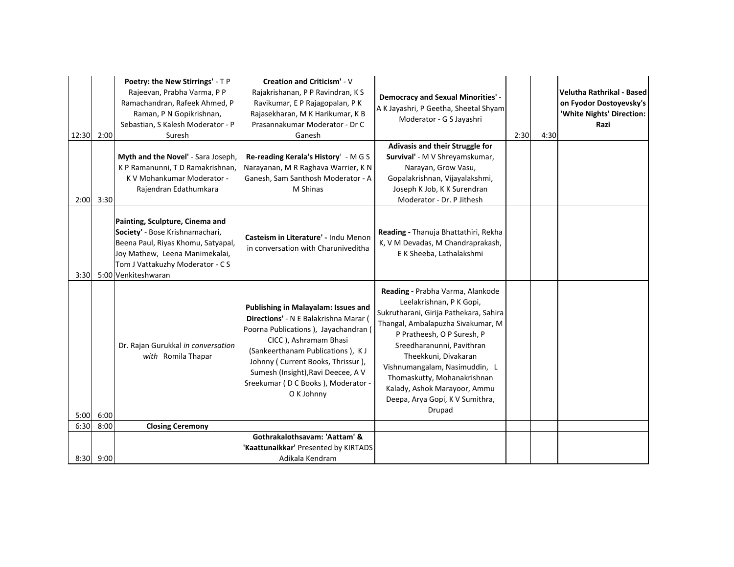| | | | | | | | |
|---|---|---|---|---|---|---|---|
| 12:30 | 2:00 | **Poetry: the New Stirrings'** - T P Rajeevan, Prabha Varma, P P Ramachandran, Rafeek Ahmed, P Raman, P N Gopikrishnan, Sebastian, S Kalesh Moderator - P Suresh | **Creation and Criticism'** - V Rajakrishanan, P P Ravindran, K S Ravikumar, E P Rajagopalan, P K Rajasekharan, M K Harikumar, K B Prasannakumar Moderator - Dr C Ganesh | **Democracy and Sexual Minorities'** - A K Jayashri, P Geetha, Sheetal Shyam Moderator - G S Jayashri | 2:30 | 4:30 | **Velutha Rathrikal - Based on Fyodor Dostoyevsky's 'White Nights' Direction: Razi** |
| 2:00 | 3:30 | **Myth and the Novel'** - Sara Joseph, K P Ramanunni, T D Ramakrishnan, K V Mohankumar Moderator - Rajendran Edathumkara | **Re-reading Kerala's History'** - M G S Narayanan, M R Raghava Warrier, K N Ganesh, Sam Santhosh Moderator - A M Shinas | **Adivasis and their Struggle for Survival'** - M V Shreyamskumar, Narayan, Grow Vasu, Gopalakrishnan, Vijayalakshmi, Joseph K Job, K K Surendran Moderator - Dr. P Jithesh | | | |
| 3:30 | 5:00 | **Painting, Sculpture, Cinema and Society'** - Bose Krishnamachari, Beena Paul, Riyas Khomu, Satyapal, Joy Mathew, Leena Manimekalai, Tom J Vattakuzhy Moderator - C S Venkiteshwaran | **Casteism in Literature' -** Indu Menon in conversation with Charuniveditha | **Reading -** Thanuja Bhattathiri, Rekha K, V M Devadas, M Chandraprakash, E K Sheeba, Lathalakshmi | | | |
| 5:00 | 6:00 | Dr. Rajan Gurukkal *in conversation with* Romila Thapar | **Publishing in Malayalam: Issues and Directions'** - N E Balakrishna Marar ( Poorna Publications ), Jayachandran ( CICC ), Ashramam Bhasi (Sankeerthanam Publications ), K J Johnny ( Current Books, Thrissur ), Sumesh (Insight),Ravi Deecee, A V Sreekumar ( D C Books ), Moderator - O K Johnny | **Reading -** Prabha Varma, Alankode Leelakrishnan, P K Gopi, Sukrutharani, Girija Pathekara, Sahira Thangal, Ambalapuzha Sivakumar, M P Pratheesh, O P Suresh, P Sreedharanunni, Pavithran Theekkuni, Divakaran Vishnumangalam, Nasimuddin, L Thomaskutty, Mohanakrishnan Kalady, Ashok Marayoor, Ammu Deepa, Arya Gopi, K V Sumithra, Drupad | | | |
| 6:30 | 8:00 | **Closing Ceremony** | | | | | |
| 8:30 | 9:00 | | **Gothrakalothsavam: 'Aattam' & 'Kaattunaikkar'** Presented by KIRTADS Adikala Kendram | | | | |